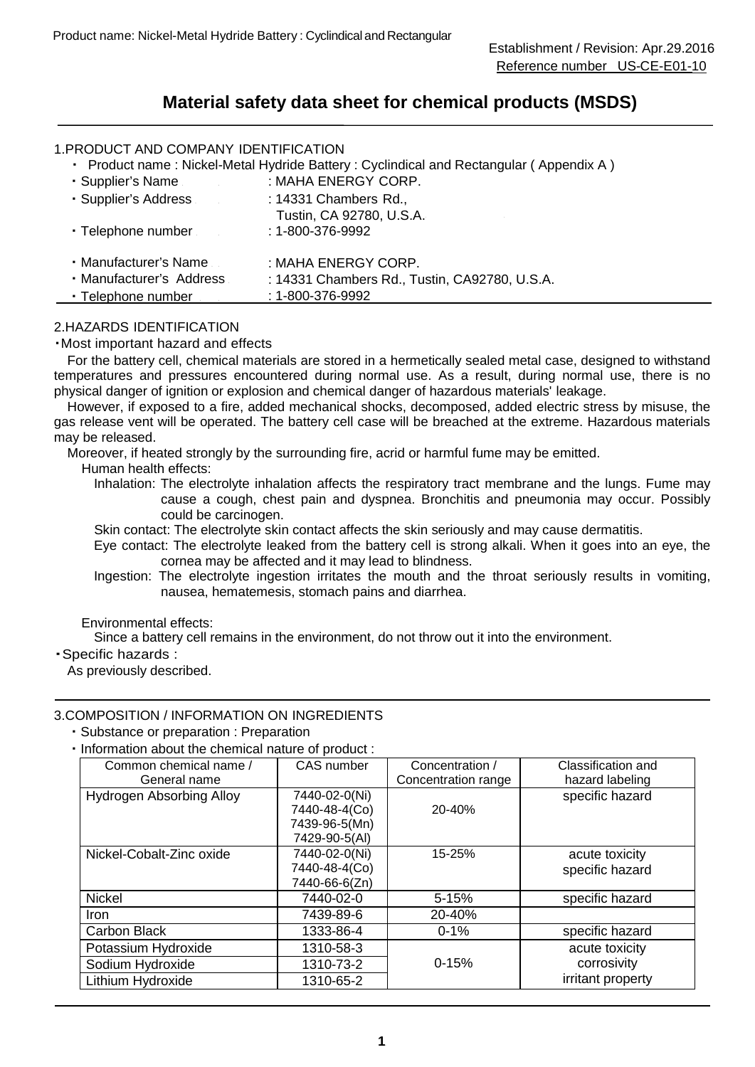Establishment / Revision: Apr.29.2016
Reference number US-CE-E01-10

# Material safety data sheet for chemical products (MSDS)

## 1.PRODUCT AND COMPANY IDENTIFICATION

- Product name : Nickel-Metal Hydride Battery : Cyclindical and Rectangular ( Appendix A )
- Supplier's Name : MAHA ENERGY CORP.
- Supplier's Address : 14331 Chambers Rd., Tustin, CA 92780, U.S.A.
- Telephone number : 1-800-376-9992
- Manufacturer's Name : MAHA ENERGY CORP.
- Manufacturer's Address : 14331 Chambers Rd., Tustin, CA92780, U.S.A.
- Telephone number : 1-800-376-9992

## 2.HAZARDS IDENTIFICATION

・Most important hazard and effects

For the battery cell, chemical materials are stored in a hermetically sealed metal case, designed to withstand temperatures and pressures encountered during normal use. As a result, during normal use, there is no physical danger of ignition or explosion and chemical danger of hazardous materials' leakage.

However, if exposed to a fire, added mechanical shocks, decomposed, added electric stress by misuse, the gas release vent will be operated. The battery cell case will be breached at the extreme. Hazardous materials may be released.

Moreover, if heated strongly by the surrounding fire, acrid or harmful fume may be emitted.

Human health effects:

Inhalation: The electrolyte inhalation affects the respiratory tract membrane and the lungs. Fume may cause a cough, chest pain and dyspnea. Bronchitis and pneumonia may occur. Possibly could be carcinogen.

Skin contact: The electrolyte skin contact affects the skin seriously and may cause dermatitis.

Eye contact: The electrolyte leaked from the battery cell is strong alkali. When it goes into an eye, the cornea may be affected and it may lead to blindness.

Ingestion: The electrolyte ingestion irritates the mouth and the throat seriously results in vomiting, nausea, hematemesis, stomach pains and diarrhea.

Environmental effects:

Since a battery cell remains in the environment, do not throw out it into the environment.

・Specific hazards :

As previously described.

## 3.COMPOSITION / INFORMATION ON INGREDIENTS

- Substance or preparation : Preparation
- Information about the chemical nature of product :

| Common chemical name / General name | CAS number | Concentration / Concentration range | Classification and hazard labeling |
|---|---|---|---|
| Hydrogen Absorbing Alloy | 7440-02-0(Ni) 7440-48-4(Co) 7439-96-5(Mn) 7429-90-5(Al) | 20-40% | specific hazard |
| Nickel-Cobalt-Zinc oxide | 7440-02-0(Ni) 7440-48-4(Co) 7440-66-6(Zn) | 15-25% | acute toxicity specific hazard |
| Nickel | 7440-02-0 | 5-15% | specific hazard |
| Iron | 7439-89-6 | 20-40% | |
| Carbon Black | 1333-86-4 | 0-1% | specific hazard |
| Potassium Hydroxide | 1310-58-3 | 0-15% | acute toxicity corrosivity irritant property |
| Sodium Hydroxide | 1310-73-2 | | |
| Lithium Hydroxide | 1310-65-2 | | |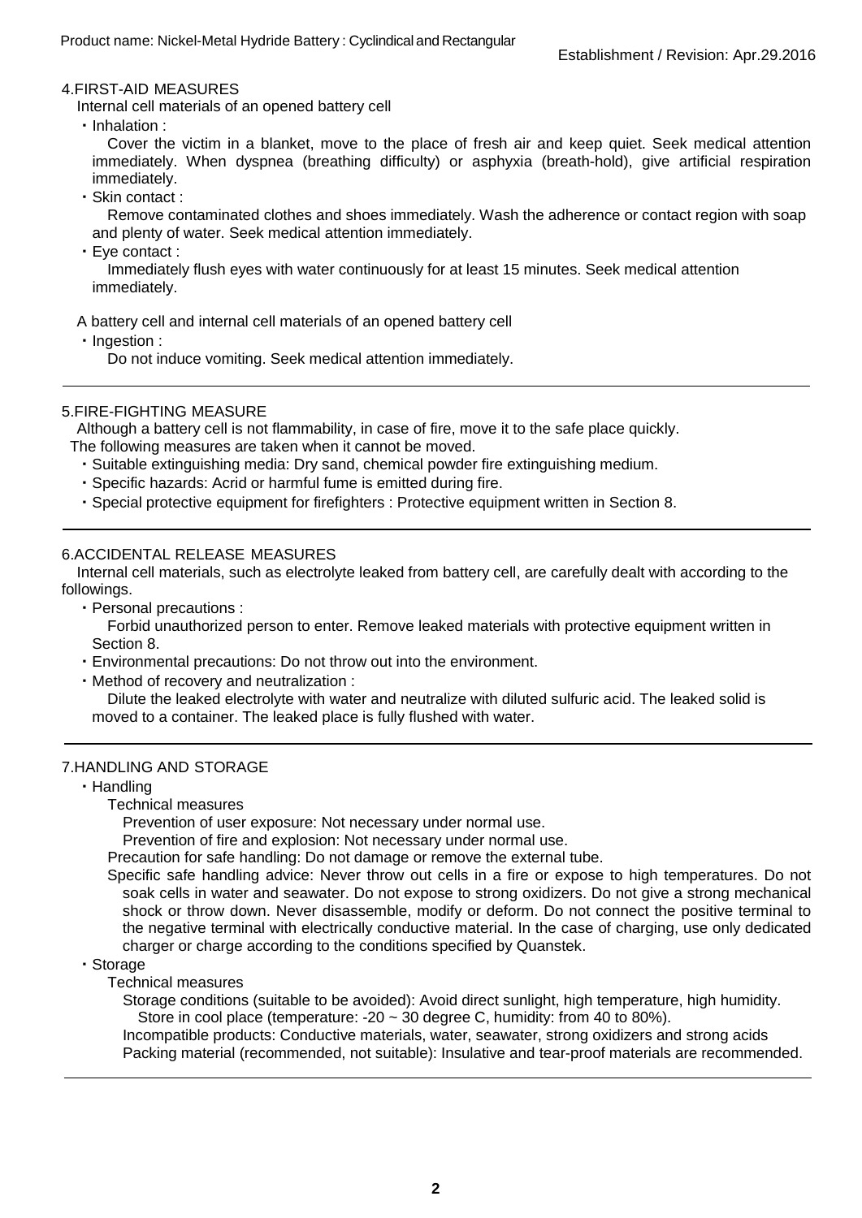## 4.FIRST-AID MEASURES

Internal cell materials of an opened battery cell

- Inhalation :

  Cover the victim in a blanket, move to the place of fresh air and keep quiet. Seek medical attention immediately. When dyspnea (breathing difficulty) or asphyxia (breath-hold), give artificial respiration immediately.

- Skin contact :

  Remove contaminated clothes and shoes immediately. Wash the adherence or contact region with soap and plenty of water. Seek medical attention immediately.

- Eye contact :

  Immediately flush eyes with water continuously for at least 15 minutes. Seek medical attention immediately.

A battery cell and internal cell materials of an opened battery cell

- Ingestion :

  Do not induce vomiting. Seek medical attention immediately.

## 5.FIRE-FIGHTING MEASURE

Although a battery cell is not flammability, in case of fire, move it to the safe place quickly.
The following measures are taken when it cannot be moved.

- Suitable extinguishing media: Dry sand, chemical powder fire extinguishing medium.
- Specific hazards: Acrid or harmful fume is emitted during fire.
- Special protective equipment for firefighters : Protective equipment written in Section 8.

## 6.ACCIDENTAL RELEASE MEASURES

Internal cell materials, such as electrolyte leaked from battery cell, are carefully dealt with according to the followings.

- Personal precautions :

  Forbid unauthorized person to enter. Remove leaked materials with protective equipment written in Section 8.

- Environmental precautions: Do not throw out into the environment.
- Method of recovery and neutralization :

  Dilute the leaked electrolyte with water and neutralize with diluted sulfuric acid. The leaked solid is moved to a container. The leaked place is fully flushed with water.

## 7.HANDLING AND STORAGE

- Handling

  Technical measures

  Prevention of user exposure: Not necessary under normal use.

  Prevention of fire and explosion: Not necessary under normal use.

  Precaution for safe handling: Do not damage or remove the external tube.

  Specific safe handling advice: Never throw out cells in a fire or expose to high temperatures. Do not soak cells in water and seawater. Do not expose to strong oxidizers. Do not give a strong mechanical shock or throw down. Never disassemble, modify or deform. Do not connect the positive terminal to the negative terminal with electrically conductive material. In the case of charging, use only dedicated charger or charge according to the conditions specified by Quanstek.

- Storage

  Technical measures

  Storage conditions (suitable to be avoided): Avoid direct sunlight, high temperature, high humidity. Store in cool place (temperature: -20 ~ 30 degree C, humidity: from 40 to 80%).

  Incompatible products: Conductive materials, water, seawater, strong oxidizers and strong acids

  Packing material (recommended, not suitable): Insulative and tear-proof materials are recommended.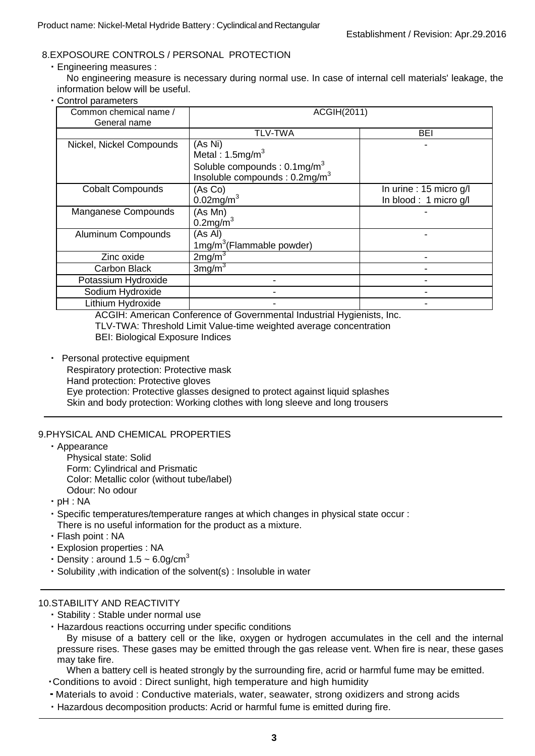## 8.EXPOSOURE CONTROLS / PERSONAL PROTECTION

・Engineering measures :

No engineering measure is necessary during normal use. In case of internal cell materials' leakage, the information below will be useful.

・Control parameters

| Common chemical name / General name | ACGIH(2011) | |
|---|---|---|
| | TLV-TWA | BEI |
| Nickel, Nickel Compounds | (As Ni)<br>Metal : 1.5mg/m$^3$<br>Soluble compounds : 0.1mg/m$^3$<br>Insoluble compounds : 0.2mg/m$^3$ | - |
| Cobalt Compounds | (As Co)<br>0.02mg/m$^3$ | In urine : 15 micro g/l<br>In blood : 1 micro g/l |
| Manganese Compounds | (As Mn)<br>0.2mg/m$^3$ | - |
| Aluminum Compounds | (As Al)<br>1mg/m$^3$(Flammable powder) | - |
| Zinc oxide | 2mg/m$^3$ | - |
| Carbon Black | 3mg/m$^3$ | - |
| Potassium Hydroxide | - | - |
| Sodium Hydroxide | - | - |
| Lithium Hydroxide | - | - |

ACGIH: American Conference of Governmental Industrial Hygienists, Inc.
TLV-TWA: Threshold Limit Value-time weighted average concentration
BEI: Biological Exposure Indices

・ Personal protective equipment

Respiratory protection: Protective mask
Hand protection: Protective gloves
Eye protection: Protective glasses designed to protect against liquid splashes
Skin and body protection: Working clothes with long sleeve and long trousers

## 9.PHYSICAL AND CHEMICAL PROPERTIES

・Appearance

Physical state: Solid
Form: Cylindrical and Prismatic
Color: Metallic color (without tube/label)
Odour: No odour

・pH : NA

・Specific temperatures/temperature ranges at which changes in physical state occur :
There is no useful information for the product as a mixture.

・Flash point : NA

・Explosion properties : NA

・Density : around 1.5 ~ 6.0g/cm$^3$

・Solubility ,with indication of the solvent(s) : Insoluble in water

## 10.STABILITY AND REACTIVITY

・Stability : Stable under normal use

・Hazardous reactions occurring under specific conditions

By misuse of a battery cell or the like, oxygen or hydrogen accumulates in the cell and the internal pressure rises. These gases may be emitted through the gas release vent. When fire is near, these gases may take fire.

When a battery cell is heated strongly by the surrounding fire, acrid or harmful fume may be emitted.

・Conditions to avoid : Direct sunlight, high temperature and high humidity

- Materials to avoid : Conductive materials, water, seawater, strong oxidizers and strong acids

・Hazardous decomposition products: Acrid or harmful fume is emitted during fire.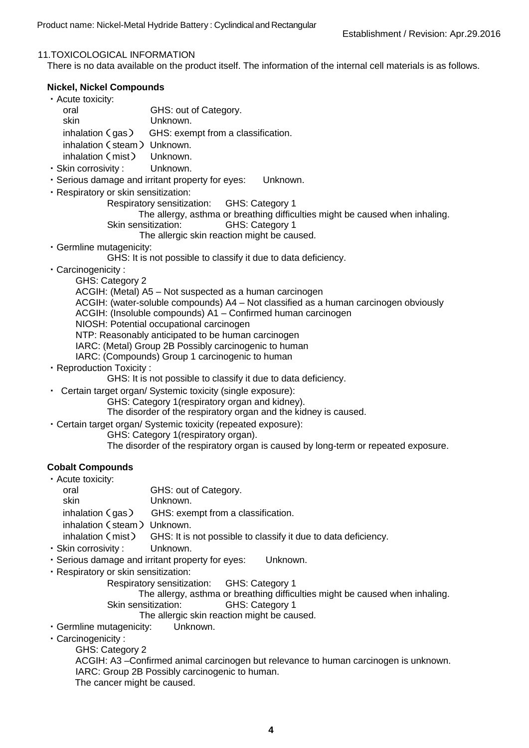## 11.TOXICOLOGICAL INFORMATION

There is no data available on the product itself. The information of the internal cell materials is as follows.

### Nickel, Nickel Compounds

・Acute toxicity:
- oral GHS: out of Category.
- skin Unknown.
- inhalation（gas） GHS: exempt from a classification.
- inhalation（steam） Unknown.
- inhalation（mist） Unknown.

・Skin corrosivity : Unknown.

・Serious damage and irritant property for eyes: Unknown.

・Respiratory or skin sensitization:
- Respiratory sensitization: GHS: Category 1
  - The allergy, asthma or breathing difficulties might be caused when inhaling.
- Skin sensitization: GHS: Category 1
  - The allergic skin reaction might be caused.

・Germline mutagenicity:
- GHS: It is not possible to classify it due to data deficiency.

・Carcinogenicity :
- GHS: Category 2
- ACGIH: (Metal) A5 – Not suspected as a human carcinogen
- ACGIH: (water-soluble compounds) A4 – Not classified as a human carcinogen obviously
- ACGIH: (Insoluble compounds) A1 – Confirmed human carcinogen
- NIOSH: Potential occupational carcinogen
- NTP: Reasonably anticipated to be human carcinogen
- IARC: (Metal) Group 2B Possibly carcinogenic to human
- IARC: (Compounds) Group 1 carcinogenic to human

・Reproduction Toxicity :
- GHS: It is not possible to classify it due to data deficiency.

・ Certain target organ/ Systemic toxicity (single exposure):
- GHS: Category 1(respiratory organ and kidney).
- The disorder of the respiratory organ and the kidney is caused.

・Certain target organ/ Systemic toxicity (repeated exposure):
- GHS: Category 1(respiratory organ).
- The disorder of the respiratory organ is caused by long-term or repeated exposure.

### Cobalt Compounds

・Acute toxicity:
- oral GHS: out of Category.
- skin Unknown.
- inhalation（gas） GHS: exempt from a classification.
- inhalation（steam） Unknown.
- inhalation（mist） GHS: It is not possible to classify it due to data deficiency.

・Skin corrosivity : Unknown.

・Serious damage and irritant property for eyes: Unknown.

・Respiratory or skin sensitization:
- Respiratory sensitization: GHS: Category 1
  - The allergy, asthma or breathing difficulties might be caused when inhaling.
- Skin sensitization: GHS: Category 1
  - The allergic skin reaction might be caused.

・Germline mutagenicity: Unknown.

・Carcinogenicity :
- GHS: Category 2
- ACGIH: A3 –Confirmed animal carcinogen but relevance to human carcinogen is unknown.
- IARC: Group 2B Possibly carcinogenic to human.
- The cancer might be caused.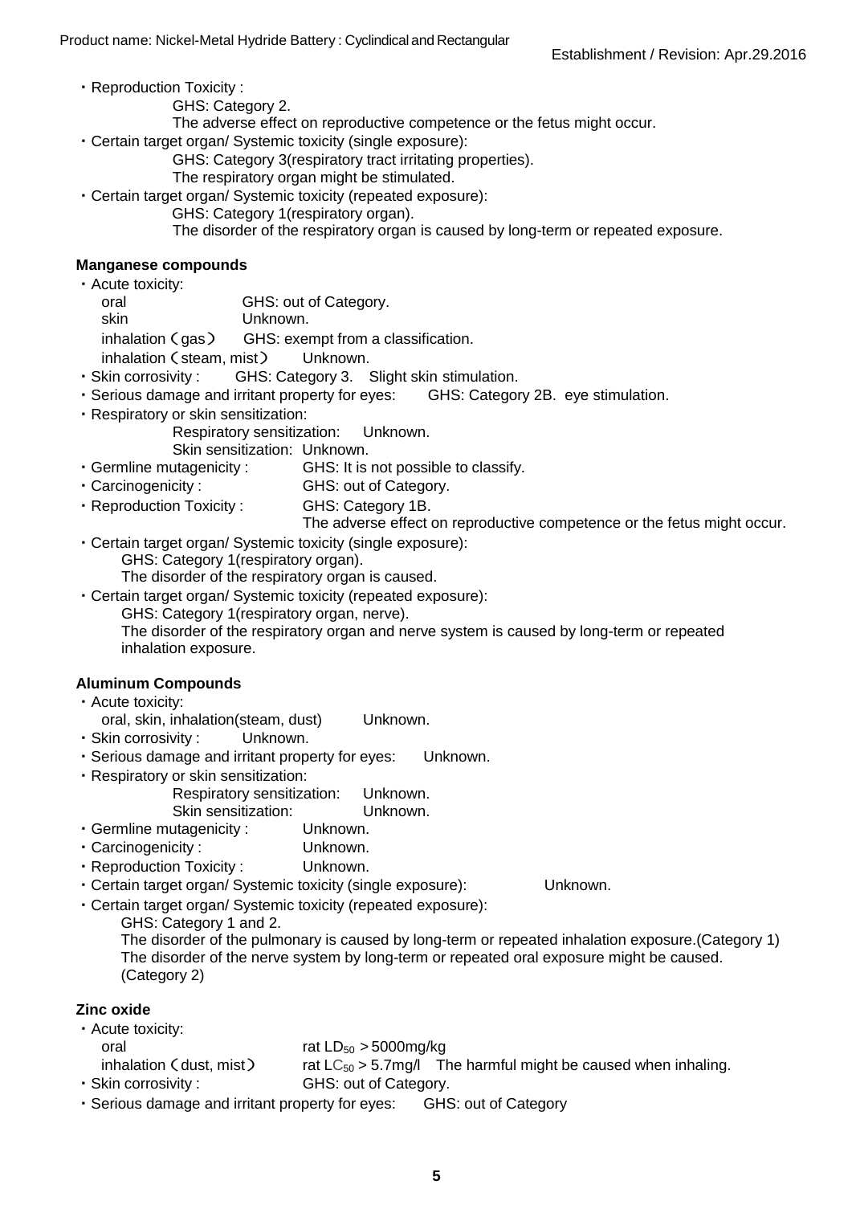・Reproduction Toxicity :

GHS: Category 2.

The adverse effect on reproductive competence or the fetus might occur.

・Certain target organ/ Systemic toxicity (single exposure):

GHS: Category 3(respiratory tract irritating properties).

The respiratory organ might be stimulated.

・Certain target organ/ Systemic toxicity (repeated exposure):

GHS: Category 1(respiratory organ).

The disorder of the respiratory organ is caused by long-term or repeated exposure.

**Manganese compounds**

・Acute toxicity:

oral GHS: out of Category.

skin Unknown.

inhalation（gas） GHS: exempt from a classification.

inhalation（steam, mist） Unknown.

・Skin corrosivity : GHS: Category 3. Slight skin stimulation.

・Serious damage and irritant property for eyes: GHS: Category 2B. eye stimulation.

・Respiratory or skin sensitization:

Respiratory sensitization: Unknown.

Skin sensitization: Unknown.

・Germline mutagenicity : GHS: It is not possible to classify.

・Carcinogenicity : GHS: out of Category.

・Reproduction Toxicity : GHS: Category 1B.

The adverse effect on reproductive competence or the fetus might occur.

・Certain target organ/ Systemic toxicity (single exposure):

GHS: Category 1(respiratory organ).

The disorder of the respiratory organ is caused.

・Certain target organ/ Systemic toxicity (repeated exposure):

GHS: Category 1(respiratory organ, nerve).

The disorder of the respiratory organ and nerve system is caused by long-term or repeated inhalation exposure.

**Aluminum Compounds**

・Acute toxicity:

oral, skin, inhalation(steam, dust) Unknown.

・Skin corrosivity : Unknown.

・Serious damage and irritant property for eyes: Unknown.

・Respiratory or skin sensitization:

Respiratory sensitization: Unknown.

Skin sensitization: Unknown.

・Germline mutagenicity : Unknown.

・Carcinogenicity : Unknown.

・Reproduction Toxicity : Unknown.

・Certain target organ/ Systemic toxicity (single exposure): Unknown.

・Certain target organ/ Systemic toxicity (repeated exposure):

GHS: Category 1 and 2.

The disorder of the pulmonary is caused by long-term or repeated inhalation exposure.(Category 1)

The disorder of the nerve system by long-term or repeated oral exposure might be caused. (Category 2)

**Zinc oxide**

・Acute toxicity:

oral rat $LD_{50}$ > 5000mg/kg

inhalation（dust, mist） rat $LC_{50}$ > 5.7mg/l The harmful might be caused when inhaling.

・Skin corrosivity : GHS: out of Category.

・Serious damage and irritant property for eyes: GHS: out of Category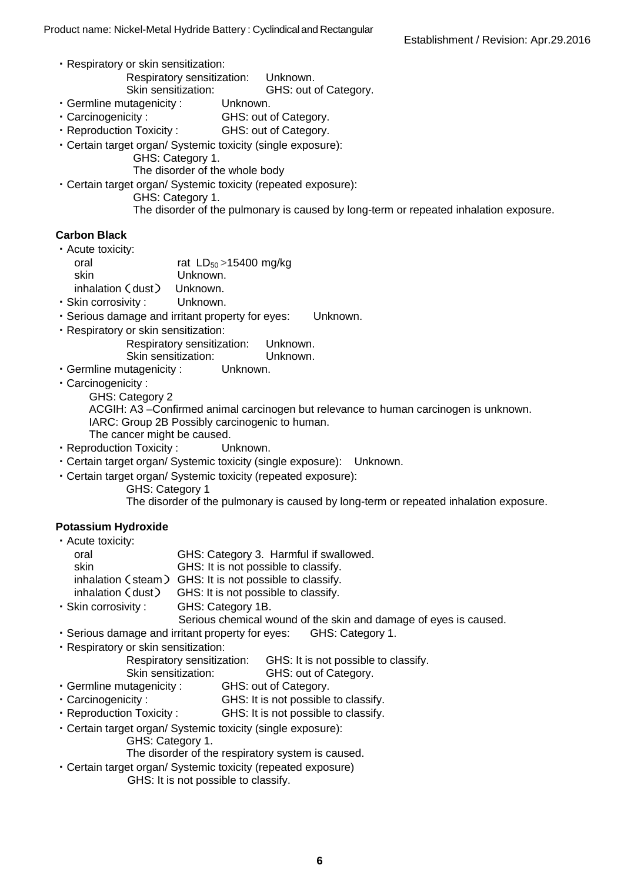- Respiratory or skin sensitization:
  - Respiratory sensitization: Unknown.
  - Skin sensitization: GHS: out of Category.
- Germline mutagenicity : Unknown.
- Carcinogenicity : GHS: out of Category.
- Reproduction Toxicity : GHS: out of Category.
- Certain target organ/ Systemic toxicity (single exposure):
  - GHS: Category 1.
  - The disorder of the whole body
- Certain target organ/ Systemic toxicity (repeated exposure):
  - GHS: Category 1.
  - The disorder of the pulmonary is caused by long-term or repeated inhalation exposure.

**Carbon Black**

- Acute toxicity:
  - oral: rat $LD_{50}$ >15400 mg/kg
  - skin: Unknown.
  - inhalation（dust） Unknown.
- Skin corrosivity : Unknown.
- Serious damage and irritant property for eyes: Unknown.
- Respiratory or skin sensitization:
  - Respiratory sensitization: Unknown.
  - Skin sensitization: Unknown.
- Germline mutagenicity : Unknown.
- Carcinogenicity :
  - GHS: Category 2
  - ACGIH: A3 –Confirmed animal carcinogen but relevance to human carcinogen is unknown.
  - IARC: Group 2B Possibly carcinogenic to human.
  - The cancer might be caused.
- Reproduction Toxicity : Unknown.
- Certain target organ/ Systemic toxicity (single exposure): Unknown.
- Certain target organ/ Systemic toxicity (repeated exposure):
  - GHS: Category 1
  - The disorder of the pulmonary is caused by long-term or repeated inhalation exposure.

**Potassium Hydroxide**

- Acute toxicity:
  - oral: GHS: Category 3. Harmful if swallowed.
  - skin: GHS: It is not possible to classify.
  - inhalation（steam） GHS: It is not possible to classify.
  - inhalation（dust） GHS: It is not possible to classify.
- Skin corrosivity : GHS: Category 1B.
  - Serious chemical wound of the skin and damage of eyes is caused.
- Serious damage and irritant property for eyes: GHS: Category 1.
- Respiratory or skin sensitization:
  - Respiratory sensitization: GHS: It is not possible to classify.
  - Skin sensitization: GHS: out of Category.
- Germline mutagenicity : GHS: out of Category.
- Carcinogenicity : GHS: It is not possible to classify.
- Reproduction Toxicity : GHS: It is not possible to classify.
- Certain target organ/ Systemic toxicity (single exposure):
  - GHS: Category 1.
  - The disorder of the respiratory system is caused.
- Certain target organ/ Systemic toxicity (repeated exposure)
  - GHS: It is not possible to classify.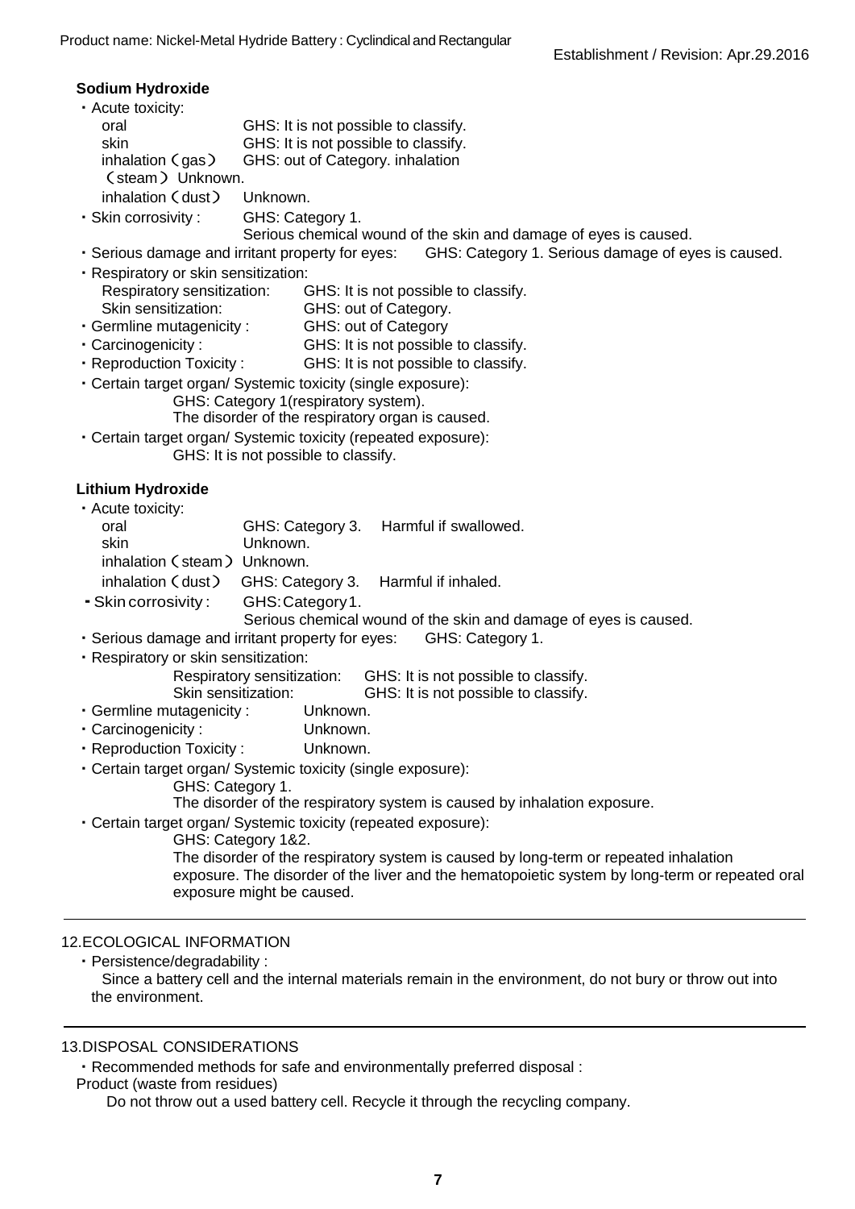**Sodium Hydroxide**

・Acute toxicity:

oral GHS: It is not possible to classify.
skin GHS: It is not possible to classify.
inhalation（gas） GHS: out of Category. inhalation
（steam） Unknown.
inhalation（dust） Unknown.

・Skin corrosivity : GHS: Category 1.
Serious chemical wound of the skin and damage of eyes is caused.

・Serious damage and irritant property for eyes: GHS: Category 1. Serious damage of eyes is caused.

・Respiratory or skin sensitization:
Respiratory sensitization: GHS: It is not possible to classify.
Skin sensitization: GHS: out of Category.

・Germline mutagenicity : GHS: out of Category

・Carcinogenicity : GHS: It is not possible to classify.

・Reproduction Toxicity : GHS: It is not possible to classify.

・Certain target organ/ Systemic toxicity (single exposure):
GHS: Category 1(respiratory system).
The disorder of the respiratory organ is caused.

・Certain target organ/ Systemic toxicity (repeated exposure):
GHS: It is not possible to classify.

**Lithium Hydroxide**

・Acute toxicity:

oral GHS: Category 3. Harmful if swallowed.
skin Unknown.
inhalation（steam） Unknown.
inhalation（dust） GHS: Category 3. Harmful if inhaled.

・Skin corrosivity : GHS: Category 1.
Serious chemical wound of the skin and damage of eyes is caused.

・Serious damage and irritant property for eyes: GHS: Category 1.

・Respiratory or skin sensitization:
Respiratory sensitization: GHS: It is not possible to classify.
Skin sensitization: GHS: It is not possible to classify.

・Germline mutagenicity : Unknown.

・Carcinogenicity : Unknown.

・Reproduction Toxicity : Unknown.

・Certain target organ/ Systemic toxicity (single exposure):
GHS: Category 1.
The disorder of the respiratory system is caused by inhalation exposure.

・Certain target organ/ Systemic toxicity (repeated exposure):
GHS: Category 1&2.
The disorder of the respiratory system is caused by long-term or repeated inhalation exposure. The disorder of the liver and the hematopoietic system by long-term or repeated oral exposure might be caused.

---

## 12.ECOLOGICAL INFORMATION

・Persistence/degradability :
Since a battery cell and the internal materials remain in the environment, do not bury or throw out into the environment.

---

## 13.DISPOSAL CONSIDERATIONS

・Recommended methods for safe and environmentally preferred disposal :

Product (waste from residues)
Do not throw out a used battery cell. Recycle it through the recycling company.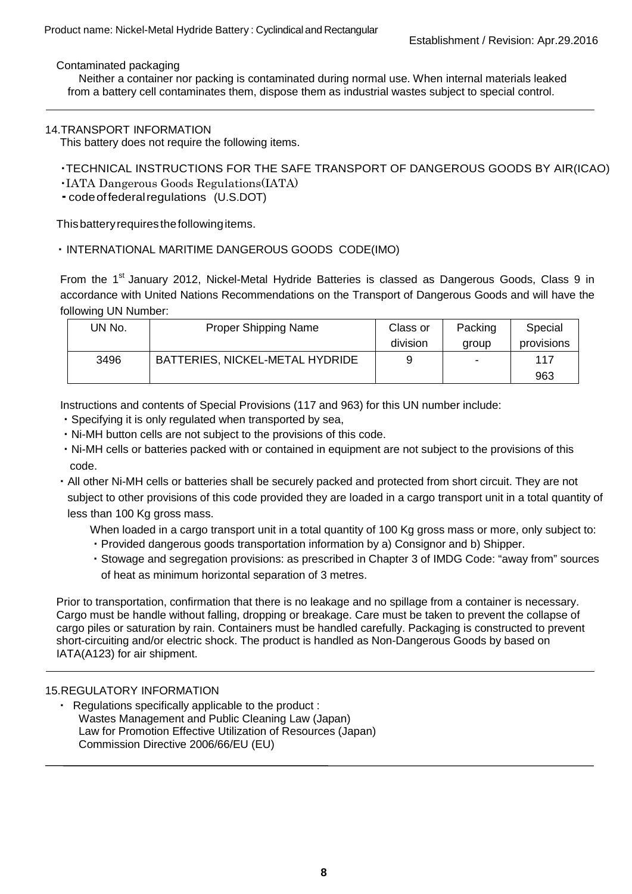Contaminated packaging

Neither a container nor packing is contaminated during normal use. When internal materials leaked from a battery cell contaminates them, dispose them as industrial wastes subject to special control.

## 14.TRANSPORT INFORMATION

This battery does not require the following items.

・TECHNICAL INSTRUCTIONS FOR THE SAFE TRANSPORT OF DANGEROUS GOODS BY AIR(ICAO)
・IATA Dangerous Goods Regulations(IATA)
・code of federal regulations (U.S.DOT)

This battery requires the following items.

・ INTERNATIONAL MARITIME DANGEROUS GOODS CODE(IMO)

From the 1st January 2012, Nickel-Metal Hydride Batteries is classed as Dangerous Goods, Class 9 in accordance with United Nations Recommendations on the Transport of Dangerous Goods and will have the following UN Number:

| UN No. | Proper Shipping Name | Class or division | Packing group | Special provisions |
|---|---|---|---|---|
| 3496 | BATTERIES, NICKEL-METAL HYDRIDE | 9 | - | 117<br>963 |

Instructions and contents of Special Provisions (117 and 963) for this UN number include:

- Specifying it is only regulated when transported by sea,
- Ni-MH button cells are not subject to the provisions of this code.
- Ni-MH cells or batteries packed with or contained in equipment are not subject to the provisions of this code.
- All other Ni-MH cells or batteries shall be securely packed and protected from short circuit. They are not subject to other provisions of this code provided they are loaded in a cargo transport unit in a total quantity of less than 100 Kg gross mass.

  When loaded in a cargo transport unit in a total quantity of 100 Kg gross mass or more, only subject to:
  - Provided dangerous goods transportation information by a) Consignor and b) Shipper.
  - Stowage and segregation provisions: as prescribed in Chapter 3 of IMDG Code: “away from” sources of heat as minimum horizontal separation of 3 metres.

Prior to transportation, confirmation that there is no leakage and no spillage from a container is necessary. Cargo must be handle without falling, dropping or breakage. Care must be taken to prevent the collapse of cargo piles or saturation by rain. Containers must be handled carefully. Packaging is constructed to prevent short-circuiting and/or electric shock. The product is handled as Non-Dangerous Goods by based on IATA(A123) for air shipment.

## 15.REGULATORY INFORMATION

- Regulations specifically applicable to the product :
  Wastes Management and Public Cleaning Law (Japan)
  Law for Promotion Effective Utilization of Resources (Japan)
  Commission Directive 2006/66/EU (EU)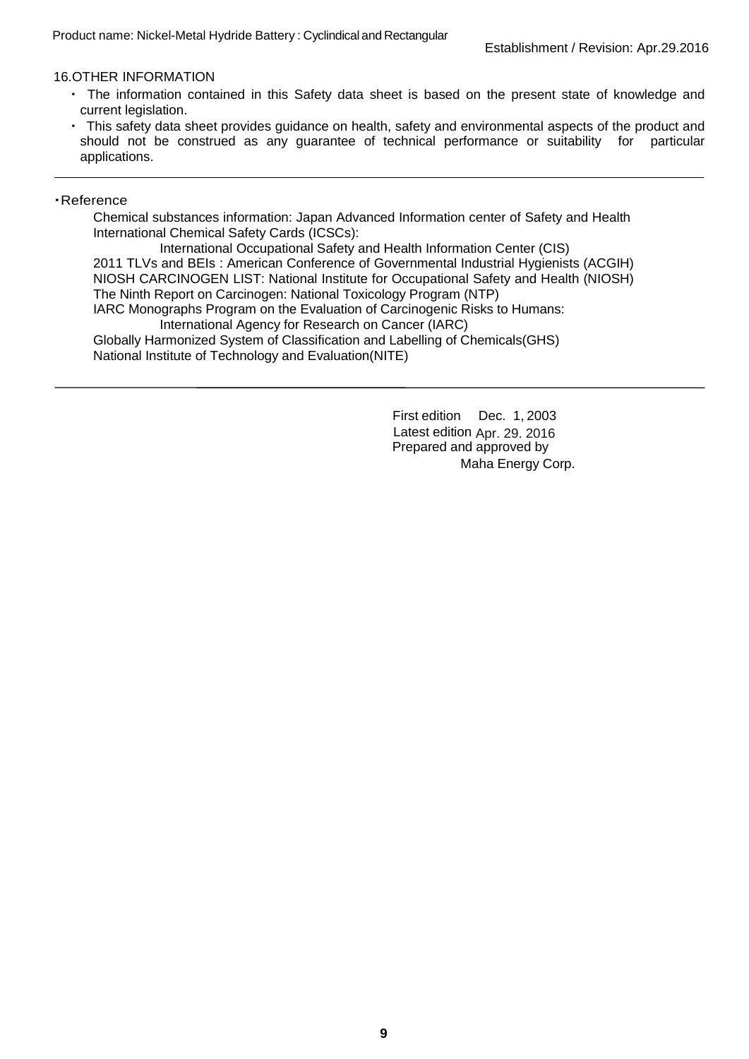## 16.OTHER INFORMATION

- The information contained in this Safety data sheet is based on the present state of knowledge and current legislation.
- This safety data sheet provides guidance on health, safety and environmental aspects of the product and should not be construed as any guarantee of technical performance or suitability for particular applications.

---

・Reference

Chemical substances information: Japan Advanced Information center of Safety and Health
International Chemical Safety Cards (ICSCs):
International Occupational Safety and Health Information Center (CIS)
2011 TLVs and BEIs : American Conference of Governmental Industrial Hygienists (ACGIH)
NIOSH CARCINOGEN LIST: National Institute for Occupational Safety and Health (NIOSH)
The Ninth Report on Carcinogen: National Toxicology Program (NTP)
IARC Monographs Program on the Evaluation of Carcinogenic Risks to Humans:
International Agency for Research on Cancer (IARC)
Globally Harmonized System of Classification and Labelling of Chemicals(GHS)
National Institute of Technology and Evaluation(NITE)

---

First edition Dec. 1, 2003
Latest edition Apr. 29. 2016
Prepared and approved by
Maha Energy Corp.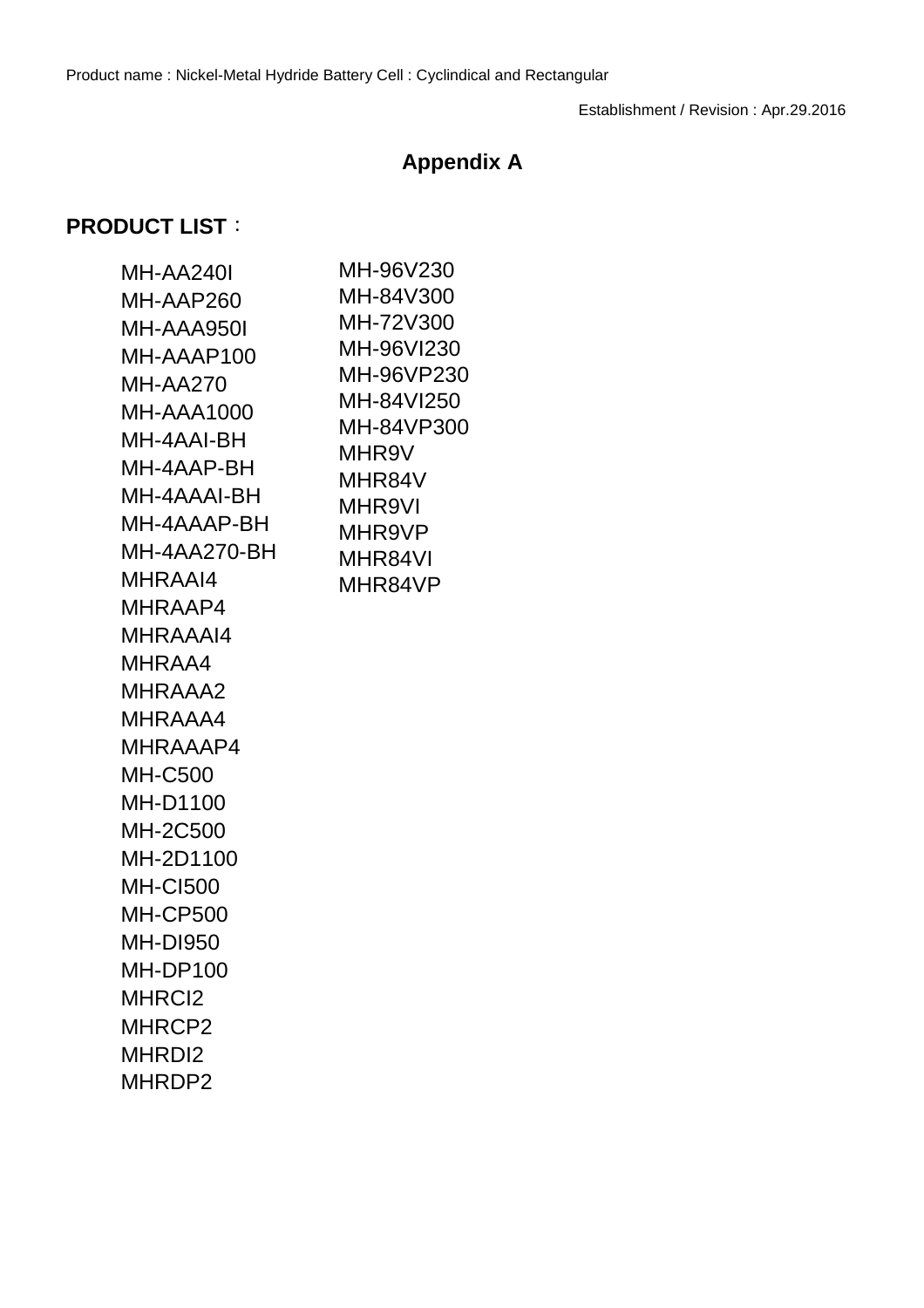# Appendix A

**PRODUCT LIST**：

- MH-AA240I
- MH-AAP260
- MH-AAA950I
- MH-AAAP100
- MH-AA270
- MH-AAA1000
- MH-4AAI-BH
- MH-4AAP-BH
- MH-4AAAI-BH
- MH-4AAAP-BH
- MH-4AA270-BH
- MHRAAI4
- MHRAAP4
- MHRAAAI4
- MHRAA4
- MHRAAA2
- MHRAAA4
- MHRAAAP4
- MH-C500
- MH-D1100
- MH-2C500
- MH-2D1100
- MH-CI500
- MH-CP500
- MH-DI950
- MH-DP100
- MHRCI2
- MHRCP2
- MHRDI2
- MHRDP2
- MH-96V230
- MH-84V300
- MH-72V300
- MH-96VI230
- MH-96VP230
- MH-84VI250
- MH-84VP300
- MHR9V
- MHR84V
- MHR9VI
- MHR9VP
- MHR84VI
- MHR84VP